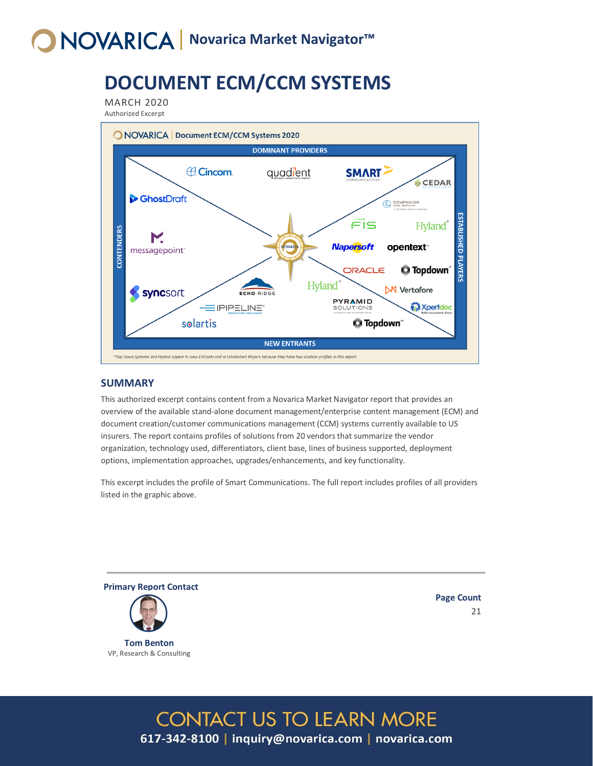# Novarica Market Navigator™

# DOCUMENT ECM/CCM SYSTEMS

MARCH 2020

Authorized Excerpt

NOVARICA | Document ECM/CCM Systems 2020

DOMINANT PROVIDERS: Cincom, quadient, SMART Communications

ESTABLISHED PLAYERS: CEDAR, Companion Data Services, FIS, Hyland*, Napersoft, opentext, ORACLE, Topdown*, Vertafore, Xpertdoc

CONTENDERS: GhostDraft, messagepoint, syncsort

NEW ENTRANTS: Echo Ridge, Hyland*, iPipeline, solartis, Pyramid Solutions, Topdown*

*Top Down Systems and Hyland appear in New Entrants and in Established Players because they have two solution profiles in this report.

## SUMMARY

This authorized excerpt contains content from a Novarica Market Navigator report that provides an overview of the available stand-alone document management/enterprise content management (ECM) and document creation/customer communications management (CCM) systems currently available to US insurers. The report contains profiles of solutions from 20 vendors that summarize the vendor organization, technology used, differentiators, client base, lines of business supported, deployment options, implementation approaches, upgrades/enhancements, and key functionality.

This excerpt includes the profile of Smart Communications. The full report includes profiles of all providers listed in the graphic above.

**Primary Report Contact**

**Tom Benton**
VP, Research & Consulting

**Page Count**
21

CONTACT US TO LEARN MORE

617-342-8100 | inquiry@novarica.com | novarica.com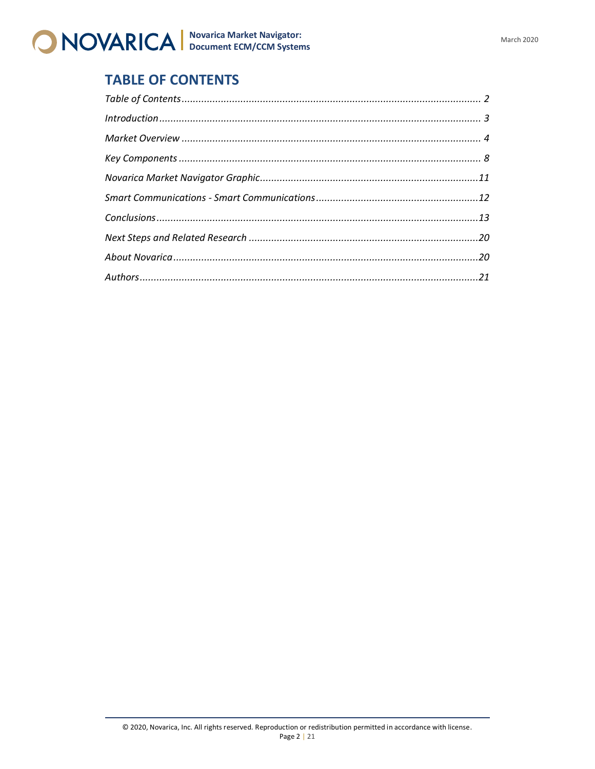# TABLE OF CONTENTS

*Table of Contents* ........................................................................................................ 2

*Introduction* ................................................................................................................ 3

*Market Overview* ......................................................................................................... 4

*Key Components* ......................................................................................................... 8

*Novarica Market Navigator Graphic* ............................................................................ 11

*Smart Communications - Smart Communications* ......................................................... 12

*Conclusions* ................................................................................................................ 13

*Next Steps and Related Research* ................................................................................ 20

*About Novarica* ........................................................................................................... 20

*Authors* ...................................................................................................................... 21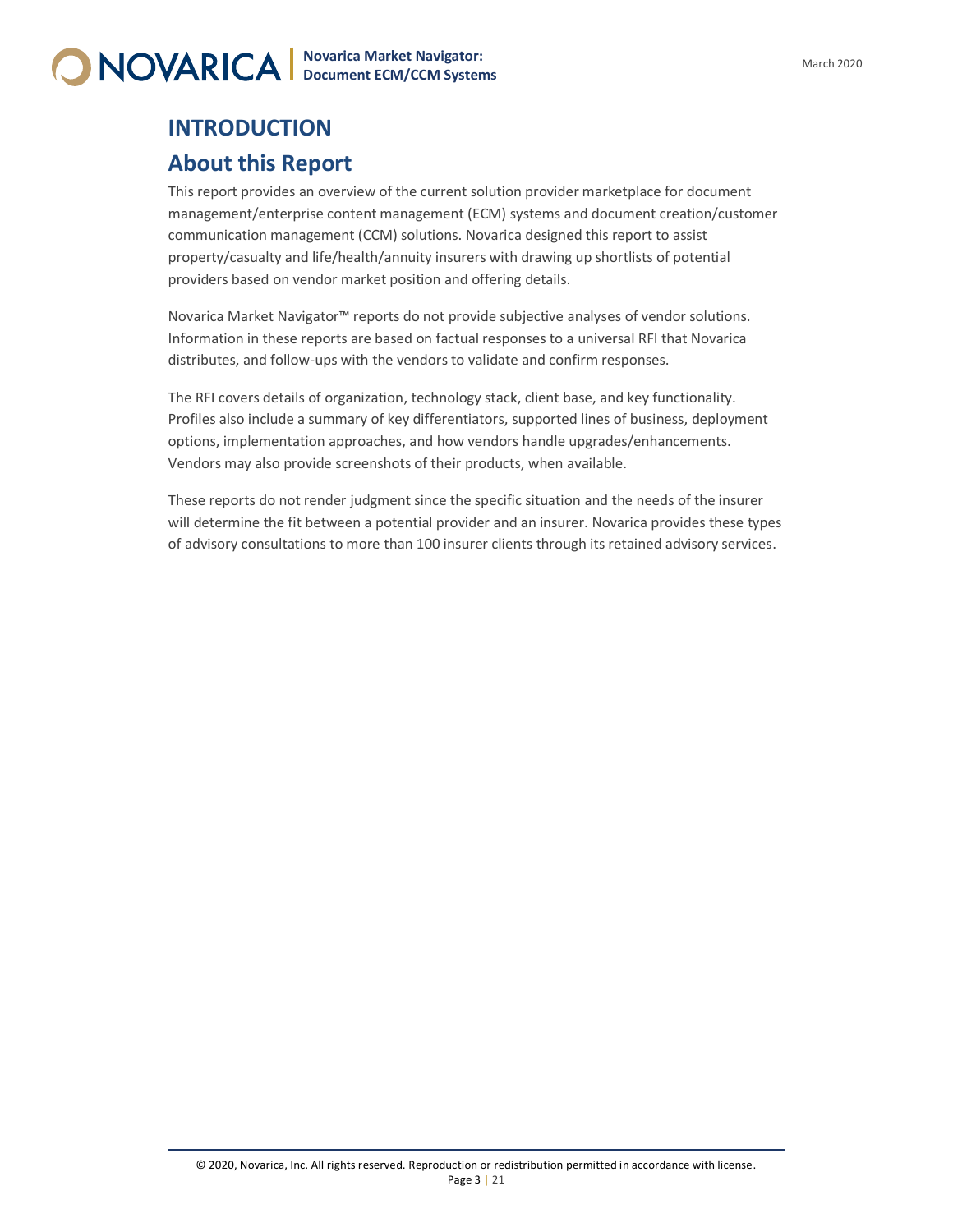# INTRODUCTION

## About this Report

This report provides an overview of the current solution provider marketplace for document management/enterprise content management (ECM) systems and document creation/customer communication management (CCM) solutions. Novarica designed this report to assist property/casualty and life/health/annuity insurers with drawing up shortlists of potential providers based on vendor market position and offering details.

Novarica Market Navigator™ reports do not provide subjective analyses of vendor solutions. Information in these reports are based on factual responses to a universal RFI that Novarica distributes, and follow-ups with the vendors to validate and confirm responses.

The RFI covers details of organization, technology stack, client base, and key functionality. Profiles also include a summary of key differentiators, supported lines of business, deployment options, implementation approaches, and how vendors handle upgrades/enhancements. Vendors may also provide screenshots of their products, when available.

These reports do not render judgment since the specific situation and the needs of the insurer will determine the fit between a potential provider and an insurer. Novarica provides these types of advisory consultations to more than 100 insurer clients through its retained advisory services.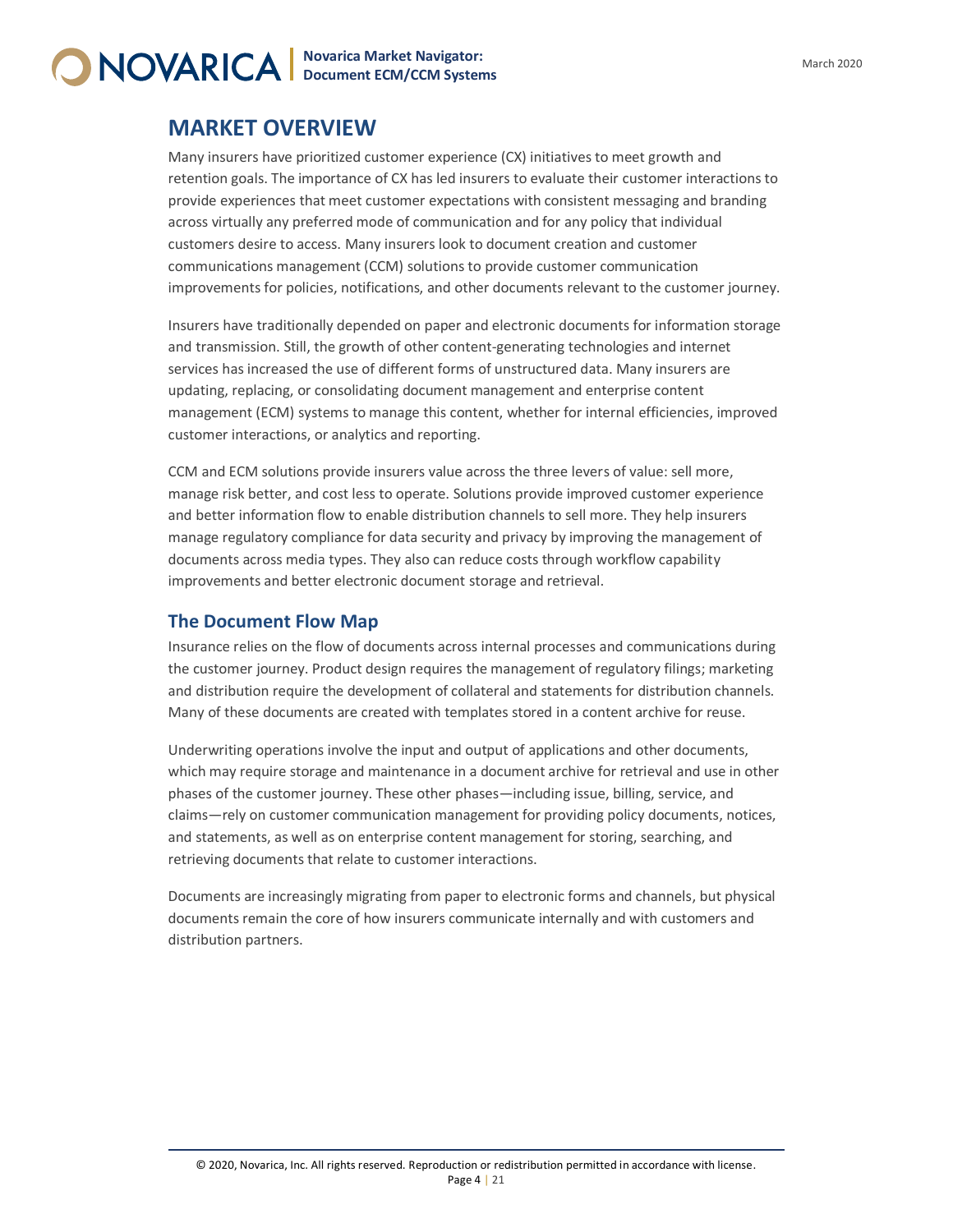# MARKET OVERVIEW

Many insurers have prioritized customer experience (CX) initiatives to meet growth and retention goals. The importance of CX has led insurers to evaluate their customer interactions to provide experiences that meet customer expectations with consistent messaging and branding across virtually any preferred mode of communication and for any policy that individual customers desire to access. Many insurers look to document creation and customer communications management (CCM) solutions to provide customer communication improvements for policies, notifications, and other documents relevant to the customer journey.

Insurers have traditionally depended on paper and electronic documents for information storage and transmission. Still, the growth of other content-generating technologies and internet services has increased the use of different forms of unstructured data. Many insurers are updating, replacing, or consolidating document management and enterprise content management (ECM) systems to manage this content, whether for internal efficiencies, improved customer interactions, or analytics and reporting.

CCM and ECM solutions provide insurers value across the three levers of value: sell more, manage risk better, and cost less to operate. Solutions provide improved customer experience and better information flow to enable distribution channels to sell more. They help insurers manage regulatory compliance for data security and privacy by improving the management of documents across media types. They also can reduce costs through workflow capability improvements and better electronic document storage and retrieval.

## The Document Flow Map

Insurance relies on the flow of documents across internal processes and communications during the customer journey. Product design requires the management of regulatory filings; marketing and distribution require the development of collateral and statements for distribution channels. Many of these documents are created with templates stored in a content archive for reuse.

Underwriting operations involve the input and output of applications and other documents, which may require storage and maintenance in a document archive for retrieval and use in other phases of the customer journey. These other phases—including issue, billing, service, and claims—rely on customer communication management for providing policy documents, notices, and statements, as well as on enterprise content management for storing, searching, and retrieving documents that relate to customer interactions.

Documents are increasingly migrating from paper to electronic forms and channels, but physical documents remain the core of how insurers communicate internally and with customers and distribution partners.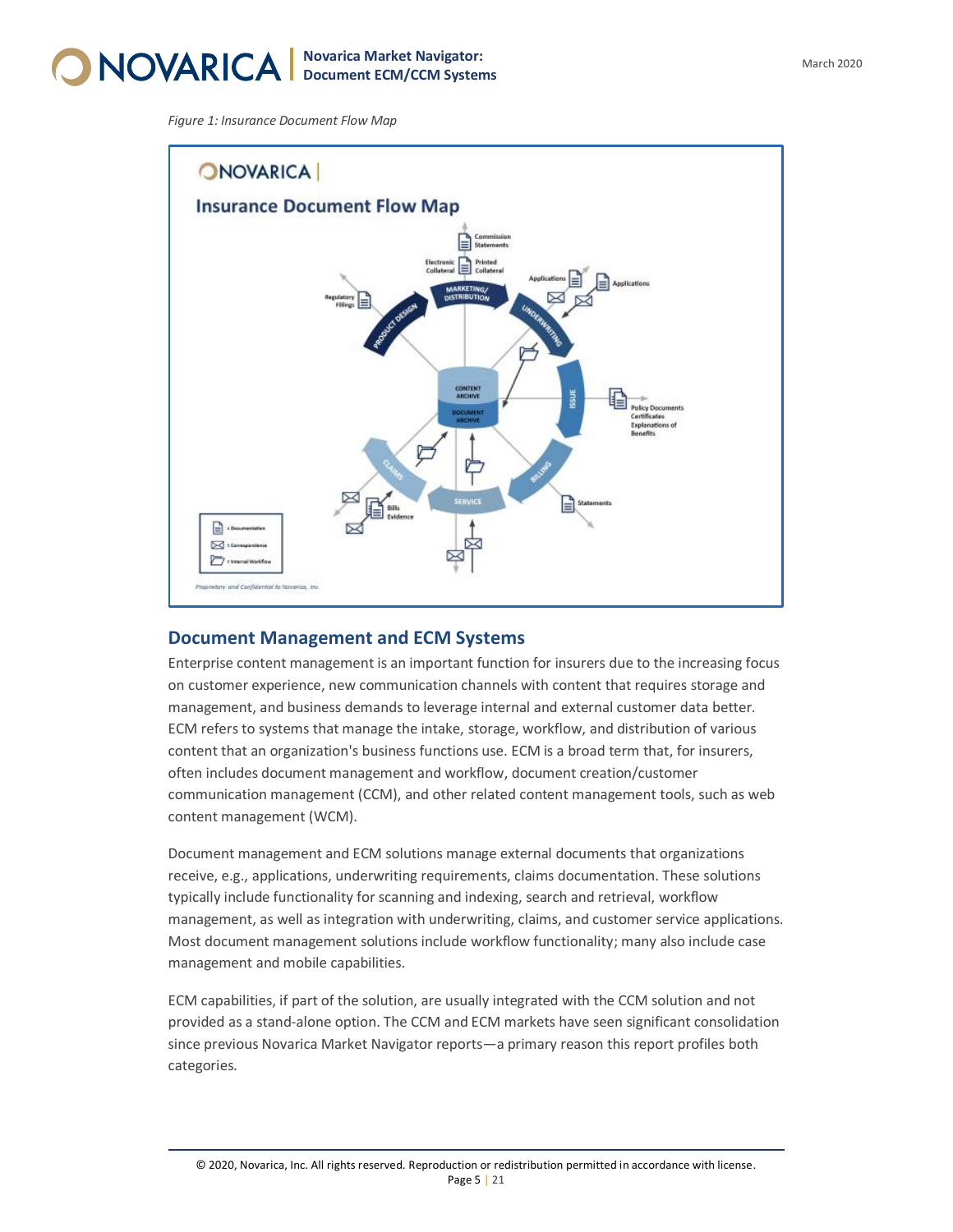*Figure 1: Insurance Document Flow Map*

## Document Management and ECM Systems

Enterprise content management is an important function for insurers due to the increasing focus on customer experience, new communication channels with content that requires storage and management, and business demands to leverage internal and external customer data better. ECM refers to systems that manage the intake, storage, workflow, and distribution of various content that an organization's business functions use. ECM is a broad term that, for insurers, often includes document management and workflow, document creation/customer communication management (CCM), and other related content management tools, such as web content management (WCM).

Document management and ECM solutions manage external documents that organizations receive, e.g., applications, underwriting requirements, claims documentation. These solutions typically include functionality for scanning and indexing, search and retrieval, workflow management, as well as integration with underwriting, claims, and customer service applications. Most document management solutions include workflow functionality; many also include case management and mobile capabilities.

ECM capabilities, if part of the solution, are usually integrated with the CCM solution and not provided as a stand-alone option. The CCM and ECM markets have seen significant consolidation since previous Novarica Market Navigator reports—a primary reason this report profiles both categories.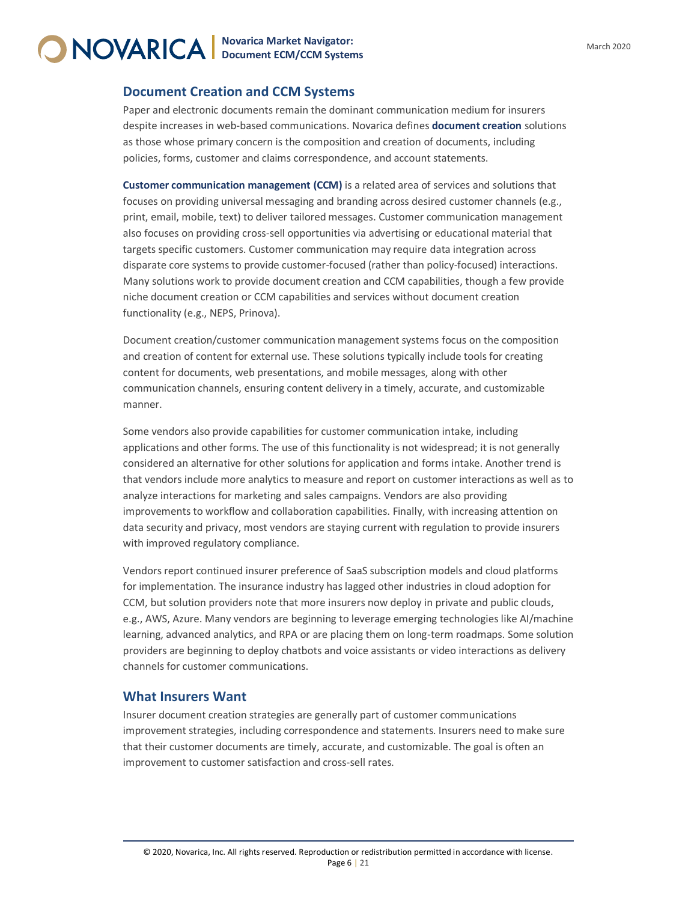## Document Creation and CCM Systems

Paper and electronic documents remain the dominant communication medium for insurers despite increases in web-based communications. Novarica defines **document creation** solutions as those whose primary concern is the composition and creation of documents, including policies, forms, customer and claims correspondence, and account statements.

**Customer communication management (CCM)** is a related area of services and solutions that focuses on providing universal messaging and branding across desired customer channels (e.g., print, email, mobile, text) to deliver tailored messages. Customer communication management also focuses on providing cross-sell opportunities via advertising or educational material that targets specific customers. Customer communication may require data integration across disparate core systems to provide customer-focused (rather than policy-focused) interactions. Many solutions work to provide document creation and CCM capabilities, though a few provide niche document creation or CCM capabilities and services without document creation functionality (e.g., NEPS, Prinova).

Document creation/customer communication management systems focus on the composition and creation of content for external use. These solutions typically include tools for creating content for documents, web presentations, and mobile messages, along with other communication channels, ensuring content delivery in a timely, accurate, and customizable manner.

Some vendors also provide capabilities for customer communication intake, including applications and other forms. The use of this functionality is not widespread; it is not generally considered an alternative for other solutions for application and forms intake. Another trend is that vendors include more analytics to measure and report on customer interactions as well as to analyze interactions for marketing and sales campaigns. Vendors are also providing improvements to workflow and collaboration capabilities. Finally, with increasing attention on data security and privacy, most vendors are staying current with regulation to provide insurers with improved regulatory compliance.

Vendors report continued insurer preference of SaaS subscription models and cloud platforms for implementation. The insurance industry has lagged other industries in cloud adoption for CCM, but solution providers note that more insurers now deploy in private and public clouds, e.g., AWS, Azure. Many vendors are beginning to leverage emerging technologies like AI/machine learning, advanced analytics, and RPA or are placing them on long-term roadmaps. Some solution providers are beginning to deploy chatbots and voice assistants or video interactions as delivery channels for customer communications.

## What Insurers Want

Insurer document creation strategies are generally part of customer communications improvement strategies, including correspondence and statements. Insurers need to make sure that their customer documents are timely, accurate, and customizable. The goal is often an improvement to customer satisfaction and cross-sell rates.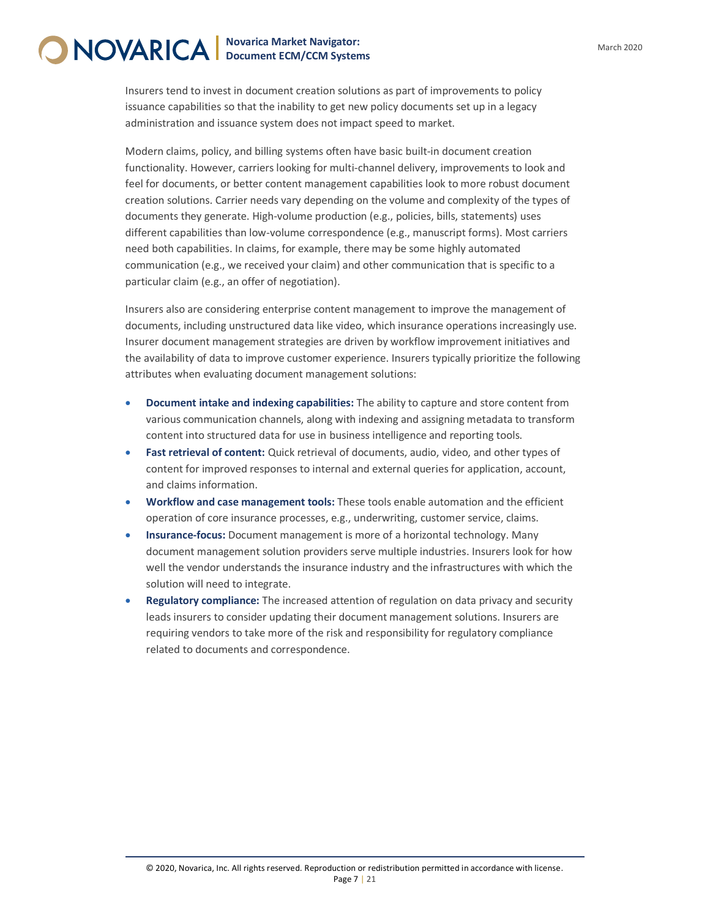Insurers tend to invest in document creation solutions as part of improvements to policy issuance capabilities so that the inability to get new policy documents set up in a legacy administration and issuance system does not impact speed to market.

Modern claims, policy, and billing systems often have basic built-in document creation functionality. However, carriers looking for multi-channel delivery, improvements to look and feel for documents, or better content management capabilities look to more robust document creation solutions. Carrier needs vary depending on the volume and complexity of the types of documents they generate. High-volume production (e.g., policies, bills, statements) uses different capabilities than low-volume correspondence (e.g., manuscript forms). Most carriers need both capabilities. In claims, for example, there may be some highly automated communication (e.g., we received your claim) and other communication that is specific to a particular claim (e.g., an offer of negotiation).

Insurers also are considering enterprise content management to improve the management of documents, including unstructured data like video, which insurance operations increasingly use. Insurer document management strategies are driven by workflow improvement initiatives and the availability of data to improve customer experience. Insurers typically prioritize the following attributes when evaluating document management solutions:

- **Document intake and indexing capabilities:** The ability to capture and store content from various communication channels, along with indexing and assigning metadata to transform content into structured data for use in business intelligence and reporting tools.
- **Fast retrieval of content:** Quick retrieval of documents, audio, video, and other types of content for improved responses to internal and external queries for application, account, and claims information.
- **Workflow and case management tools:** These tools enable automation and the efficient operation of core insurance processes, e.g., underwriting, customer service, claims.
- **Insurance-focus:** Document management is more of a horizontal technology. Many document management solution providers serve multiple industries. Insurers look for how well the vendor understands the insurance industry and the infrastructures with which the solution will need to integrate.
- **Regulatory compliance:** The increased attention of regulation on data privacy and security leads insurers to consider updating their document management solutions. Insurers are requiring vendors to take more of the risk and responsibility for regulatory compliance related to documents and correspondence.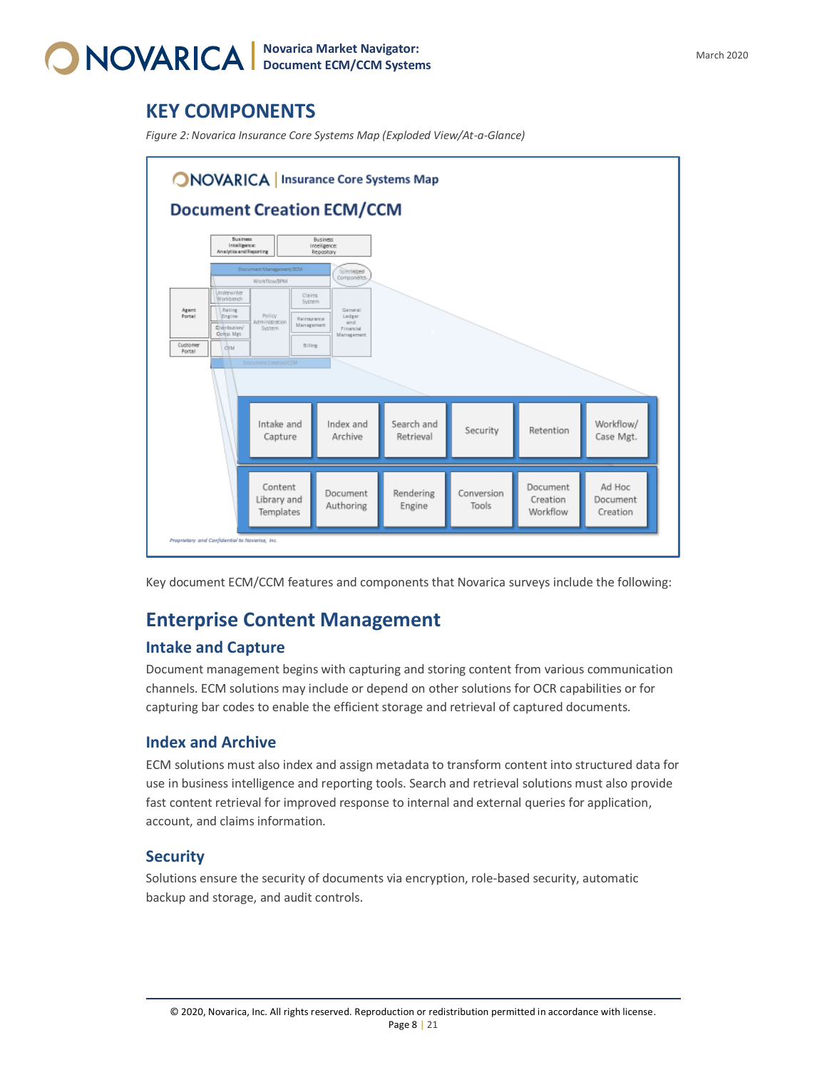# KEY COMPONENTS

*Figure 2: Novarica Insurance Core Systems Map (Exploded View/At-a-Glance)*

Key document ECM/CCM features and components that Novarica surveys include the following:

## Enterprise Content Management

### Intake and Capture

Document management begins with capturing and storing content from various communication channels. ECM solutions may include or depend on other solutions for OCR capabilities or for capturing bar codes to enable the efficient storage and retrieval of captured documents.

### Index and Archive

ECM solutions must also index and assign metadata to transform content into structured data for use in business intelligence and reporting tools. Search and retrieval solutions must also provide fast content retrieval for improved response to internal and external queries for application, account, and claims information.

### Security

Solutions ensure the security of documents via encryption, role-based security, automatic backup and storage, and audit controls.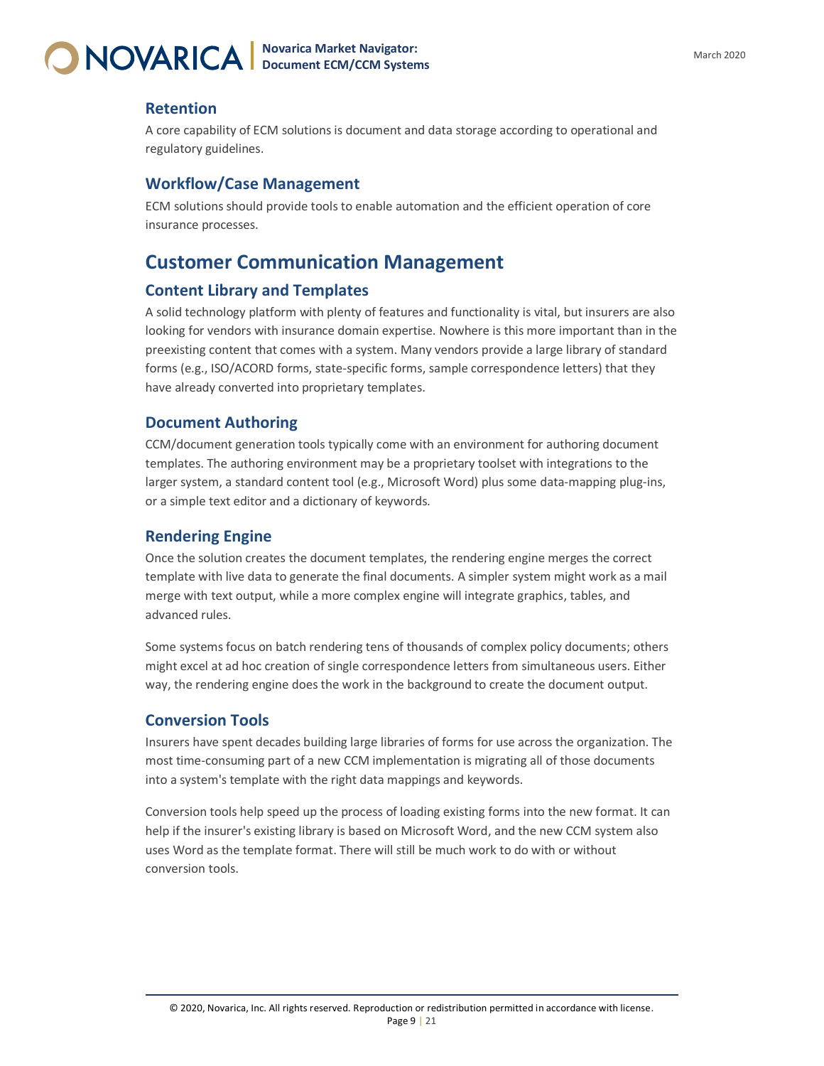### Retention

A core capability of ECM solutions is document and data storage according to operational and regulatory guidelines.

### Workflow/Case Management

ECM solutions should provide tools to enable automation and the efficient operation of core insurance processes.

## Customer Communication Management

### Content Library and Templates

A solid technology platform with plenty of features and functionality is vital, but insurers are also looking for vendors with insurance domain expertise. Nowhere is this more important than in the preexisting content that comes with a system. Many vendors provide a large library of standard forms (e.g., ISO/ACORD forms, state-specific forms, sample correspondence letters) that they have already converted into proprietary templates.

### Document Authoring

CCM/document generation tools typically come with an environment for authoring document templates. The authoring environment may be a proprietary toolset with integrations to the larger system, a standard content tool (e.g., Microsoft Word) plus some data-mapping plug-ins, or a simple text editor and a dictionary of keywords.

### Rendering Engine

Once the solution creates the document templates, the rendering engine merges the correct template with live data to generate the final documents. A simpler system might work as a mail merge with text output, while a more complex engine will integrate graphics, tables, and advanced rules.

Some systems focus on batch rendering tens of thousands of complex policy documents; others might excel at ad hoc creation of single correspondence letters from simultaneous users. Either way, the rendering engine does the work in the background to create the document output.

### Conversion Tools

Insurers have spent decades building large libraries of forms for use across the organization. The most time-consuming part of a new CCM implementation is migrating all of those documents into a system's template with the right data mappings and keywords.

Conversion tools help speed up the process of loading existing forms into the new format. It can help if the insurer's existing library is based on Microsoft Word, and the new CCM system also uses Word as the template format. There will still be much work to do with or without conversion tools.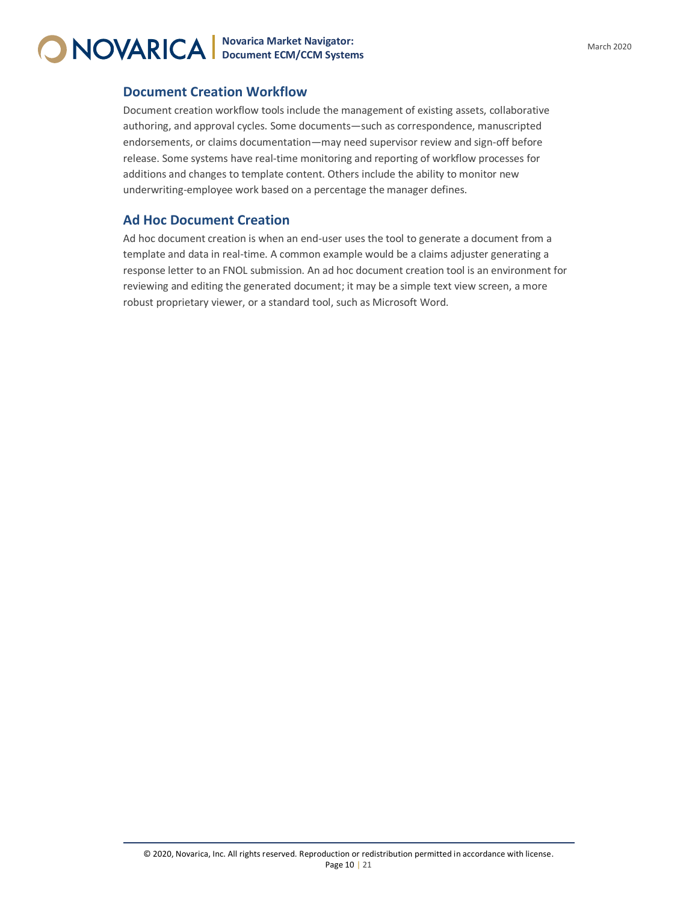## Document Creation Workflow

Document creation workflow tools include the management of existing assets, collaborative authoring, and approval cycles. Some documents—such as correspondence, manuscripted endorsements, or claims documentation—may need supervisor review and sign-off before release. Some systems have real-time monitoring and reporting of workflow processes for additions and changes to template content. Others include the ability to monitor new underwriting-employee work based on a percentage the manager defines.

## Ad Hoc Document Creation

Ad hoc document creation is when an end-user uses the tool to generate a document from a template and data in real-time. A common example would be a claims adjuster generating a response letter to an FNOL submission. An ad hoc document creation tool is an environment for reviewing and editing the generated document; it may be a simple text view screen, a more robust proprietary viewer, or a standard tool, such as Microsoft Word.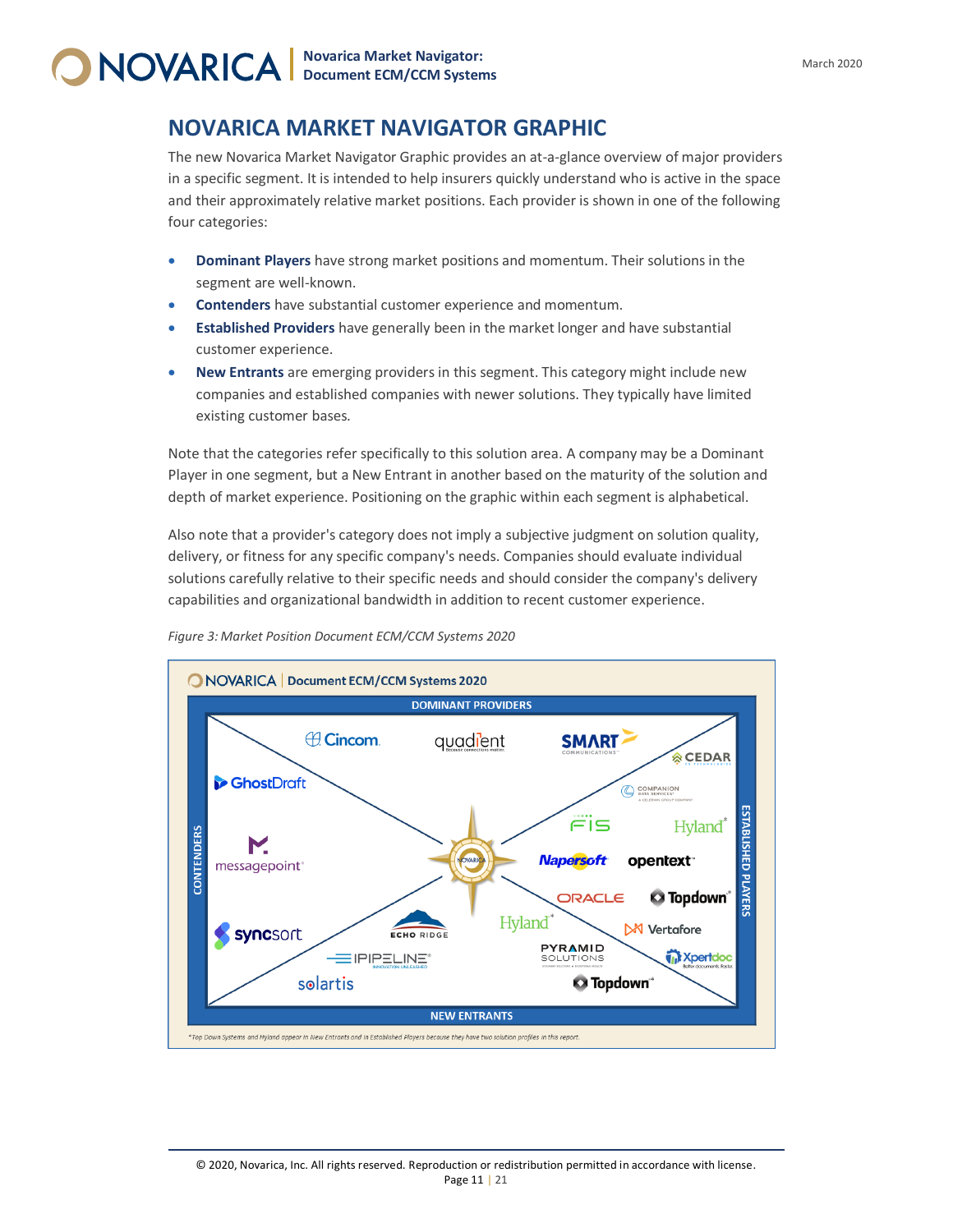## NOVARICA MARKET NAVIGATOR GRAPHIC

The new Novarica Market Navigator Graphic provides an at-a-glance overview of major providers in a specific segment. It is intended to help insurers quickly understand who is active in the space and their approximately relative market positions. Each provider is shown in one of the following four categories:

- **Dominant Players** have strong market positions and momentum. Their solutions in the segment are well-known.
- **Contenders** have substantial customer experience and momentum.
- **Established Providers** have generally been in the market longer and have substantial customer experience.
- **New Entrants** are emerging providers in this segment. This category might include new companies and established companies with newer solutions. They typically have limited existing customer bases.

Note that the categories refer specifically to this solution area. A company may be a Dominant Player in one segment, but a New Entrant in another based on the maturity of the solution and depth of market experience. Positioning on the graphic within each segment is alphabetical.

Also note that a provider's category does not imply a subjective judgment on solution quality, delivery, or fitness for any specific company's needs. Companies should evaluate individual solutions carefully relative to their specific needs and should consider the company's delivery capabilities and organizational bandwidth in addition to recent customer experience.

*Figure 3: Market Position Document ECM/CCM Systems 2020*

NOVARICA | Document ECM/CCM Systems 2020

**DOMINANT PROVIDERS:** Cincom, quadient, SMART Communications

**CONTENDERS:** GhostDraft, messagepoint, syncsort

**ESTABLISHED PLAYERS:** Cedar, Companion Data Services, FIS, Hyland*, Napersoft, opentext, Oracle, Topdown*, Vertafore, Xpertdoc

**NEW ENTRANTS:** Echo Ridge, IPIPELINE, solartis, Hyland*, Pyramid Solutions, Topdown*

*Top Down Systems and Hyland appear in New Entrants and in Established Players because they have two solution profiles in this report.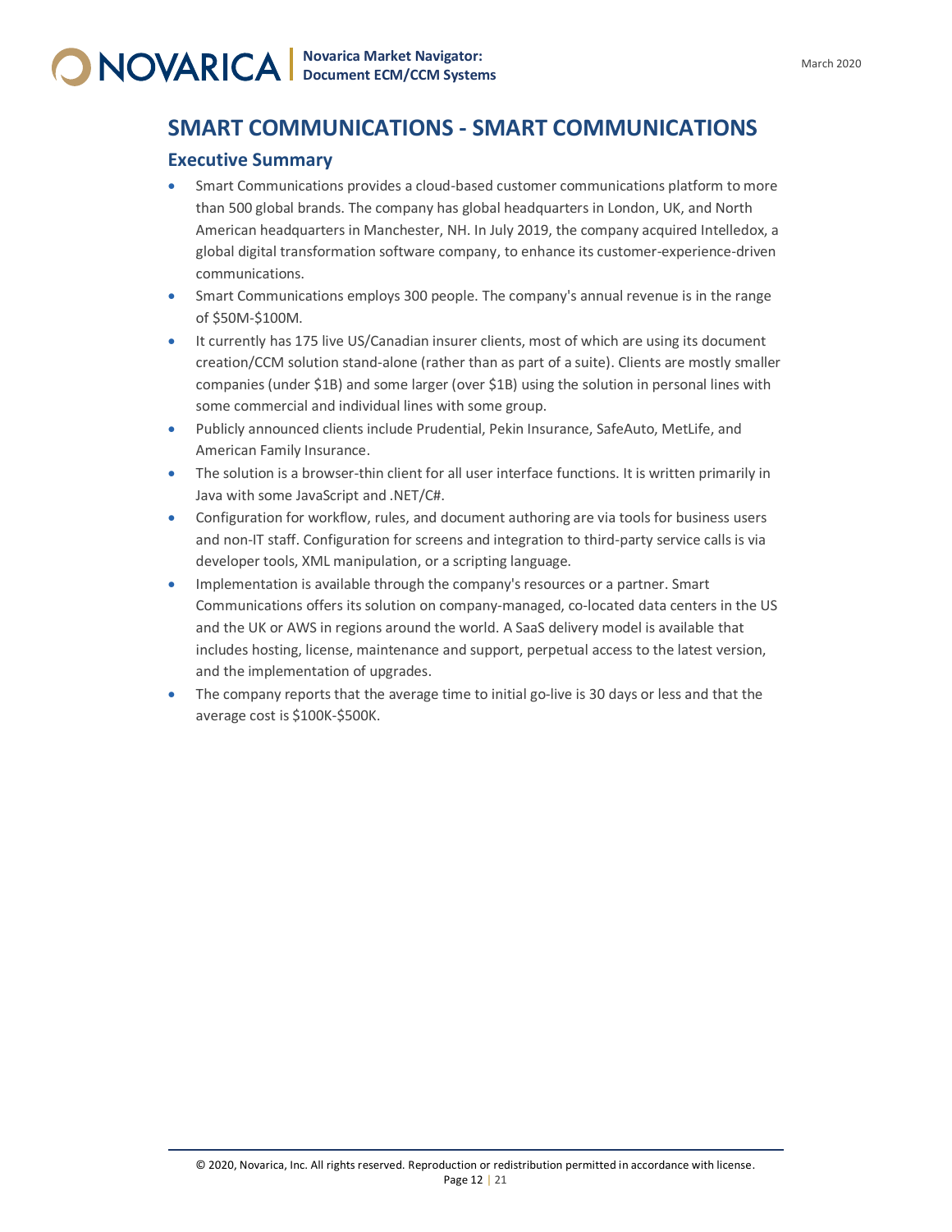## SMART COMMUNICATIONS - SMART COMMUNICATIONS

### Executive Summary

- Smart Communications provides a cloud-based customer communications platform to more than 500 global brands. The company has global headquarters in London, UK, and North American headquarters in Manchester, NH. In July 2019, the company acquired Intelledox, a global digital transformation software company, to enhance its customer-experience-driven communications.
- Smart Communications employs 300 people. The company's annual revenue is in the range of $50M-$100M.
- It currently has 175 live US/Canadian insurer clients, most of which are using its document creation/CCM solution stand-alone (rather than as part of a suite). Clients are mostly smaller companies (under $1B) and some larger (over $1B) using the solution in personal lines with some commercial and individual lines with some group.
- Publicly announced clients include Prudential, Pekin Insurance, SafeAuto, MetLife, and American Family Insurance.
- The solution is a browser-thin client for all user interface functions. It is written primarily in Java with some JavaScript and .NET/C#.
- Configuration for workflow, rules, and document authoring are via tools for business users and non-IT staff. Configuration for screens and integration to third-party service calls is via developer tools, XML manipulation, or a scripting language.
- Implementation is available through the company's resources or a partner. Smart Communications offers its solution on company-managed, co-located data centers in the US and the UK or AWS in regions around the world. A SaaS delivery model is available that includes hosting, license, maintenance and support, perpetual access to the latest version, and the implementation of upgrades.
- The company reports that the average time to initial go-live is 30 days or less and that the average cost is $100K-$500K.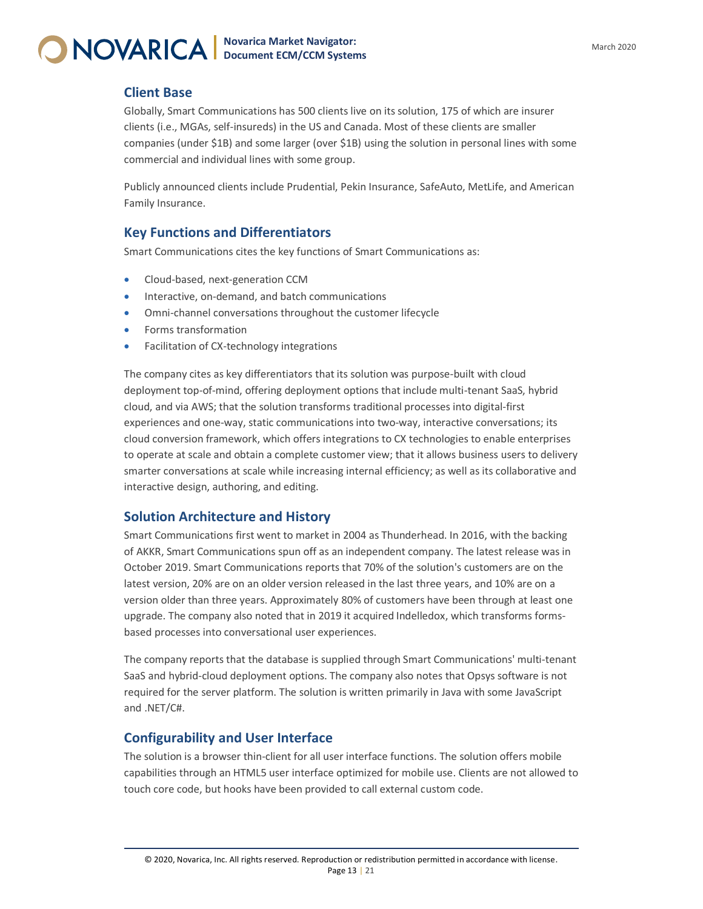## Client Base

Globally, Smart Communications has 500 clients live on its solution, 175 of which are insurer clients (i.e., MGAs, self-insureds) in the US and Canada. Most of these clients are smaller companies (under $1B) and some larger (over $1B) using the solution in personal lines with some commercial and individual lines with some group.

Publicly announced clients include Prudential, Pekin Insurance, SafeAuto, MetLife, and American Family Insurance.

## Key Functions and Differentiators

Smart Communications cites the key functions of Smart Communications as:

- Cloud-based, next-generation CCM
- Interactive, on-demand, and batch communications
- Omni-channel conversations throughout the customer lifecycle
- Forms transformation
- Facilitation of CX-technology integrations

The company cites as key differentiators that its solution was purpose-built with cloud deployment top-of-mind, offering deployment options that include multi-tenant SaaS, hybrid cloud, and via AWS; that the solution transforms traditional processes into digital-first experiences and one-way, static communications into two-way, interactive conversations; its cloud conversion framework, which offers integrations to CX technologies to enable enterprises to operate at scale and obtain a complete customer view; that it allows business users to delivery smarter conversations at scale while increasing internal efficiency; as well as its collaborative and interactive design, authoring, and editing.

## Solution Architecture and History

Smart Communications first went to market in 2004 as Thunderhead. In 2016, with the backing of AKKR, Smart Communications spun off as an independent company. The latest release was in October 2019. Smart Communications reports that 70% of the solution's customers are on the latest version, 20% are on an older version released in the last three years, and 10% are on a version older than three years. Approximately 80% of customers have been through at least one upgrade. The company also noted that in 2019 it acquired Indelledox, which transforms forms-based processes into conversational user experiences.

The company reports that the database is supplied through Smart Communications' multi-tenant SaaS and hybrid-cloud deployment options. The company also notes that Opsys software is not required for the server platform. The solution is written primarily in Java with some JavaScript and .NET/C#.

## Configurability and User Interface

The solution is a browser thin-client for all user interface functions. The solution offers mobile capabilities through an HTML5 user interface optimized for mobile use. Clients are not allowed to touch core code, but hooks have been provided to call external custom code.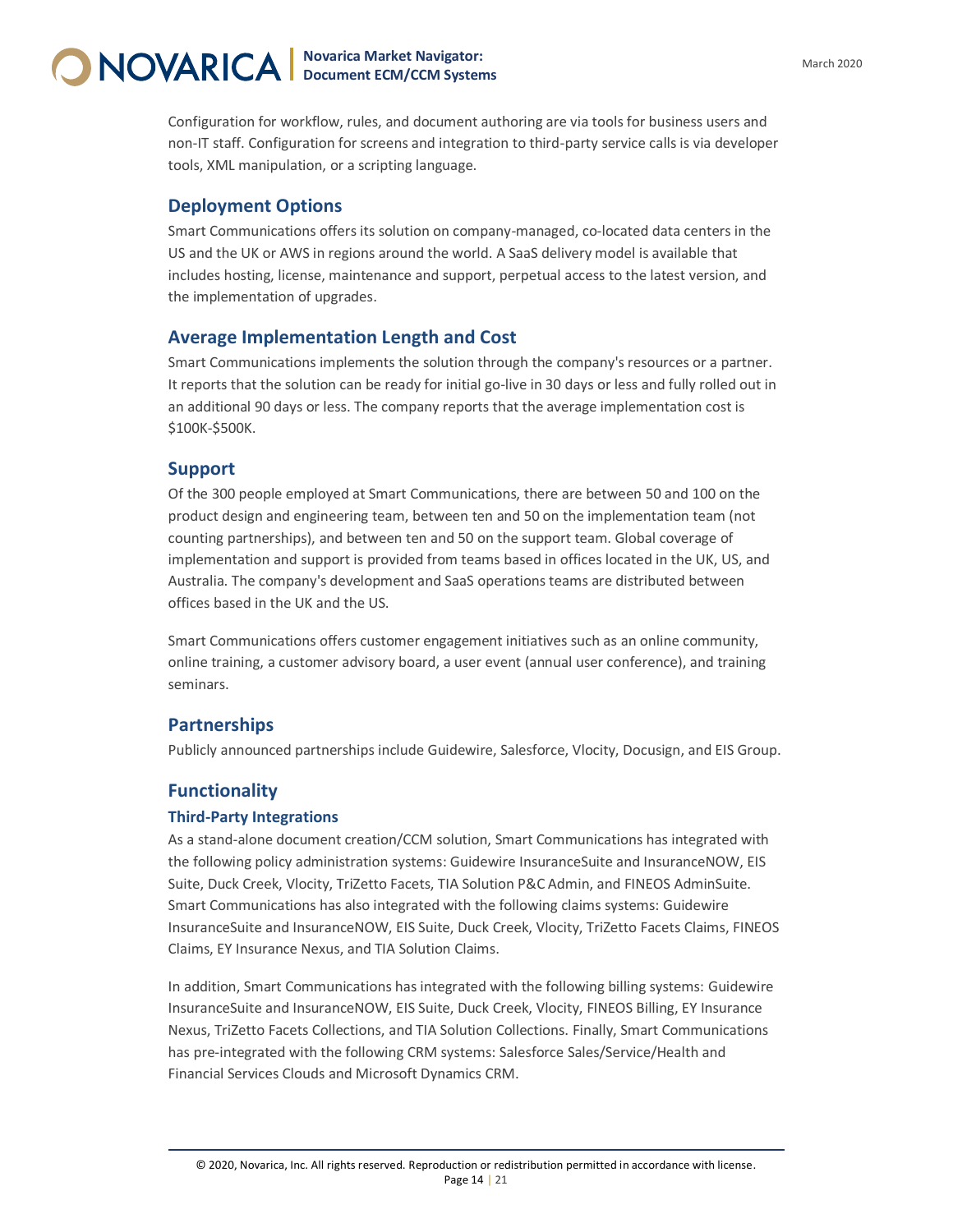Configuration for workflow, rules, and document authoring are via tools for business users and non-IT staff. Configuration for screens and integration to third-party service calls is via developer tools, XML manipulation, or a scripting language.

## Deployment Options

Smart Communications offers its solution on company-managed, co-located data centers in the US and the UK or AWS in regions around the world. A SaaS delivery model is available that includes hosting, license, maintenance and support, perpetual access to the latest version, and the implementation of upgrades.

## Average Implementation Length and Cost

Smart Communications implements the solution through the company's resources or a partner. It reports that the solution can be ready for initial go-live in 30 days or less and fully rolled out in an additional 90 days or less. The company reports that the average implementation cost is $100K-$500K.

## Support

Of the 300 people employed at Smart Communications, there are between 50 and 100 on the product design and engineering team, between ten and 50 on the implementation team (not counting partnerships), and between ten and 50 on the support team. Global coverage of implementation and support is provided from teams based in offices located in the UK, US, and Australia. The company's development and SaaS operations teams are distributed between offices based in the UK and the US.

Smart Communications offers customer engagement initiatives such as an online community, online training, a customer advisory board, a user event (annual user conference), and training seminars.

## Partnerships

Publicly announced partnerships include Guidewire, Salesforce, Vlocity, Docusign, and EIS Group.

## Functionality

### Third-Party Integrations

As a stand-alone document creation/CCM solution, Smart Communications has integrated with the following policy administration systems: Guidewire InsuranceSuite and InsuranceNOW, EIS Suite, Duck Creek, Vlocity, TriZetto Facets, TIA Solution P&C Admin, and FINEOS AdminSuite. Smart Communications has also integrated with the following claims systems: Guidewire InsuranceSuite and InsuranceNOW, EIS Suite, Duck Creek, Vlocity, TriZetto Facets Claims, FINEOS Claims, EY Insurance Nexus, and TIA Solution Claims.

In addition, Smart Communications has integrated with the following billing systems: Guidewire InsuranceSuite and InsuranceNOW, EIS Suite, Duck Creek, Vlocity, FINEOS Billing, EY Insurance Nexus, TriZetto Facets Collections, and TIA Solution Collections. Finally, Smart Communications has pre-integrated with the following CRM systems: Salesforce Sales/Service/Health and Financial Services Clouds and Microsoft Dynamics CRM.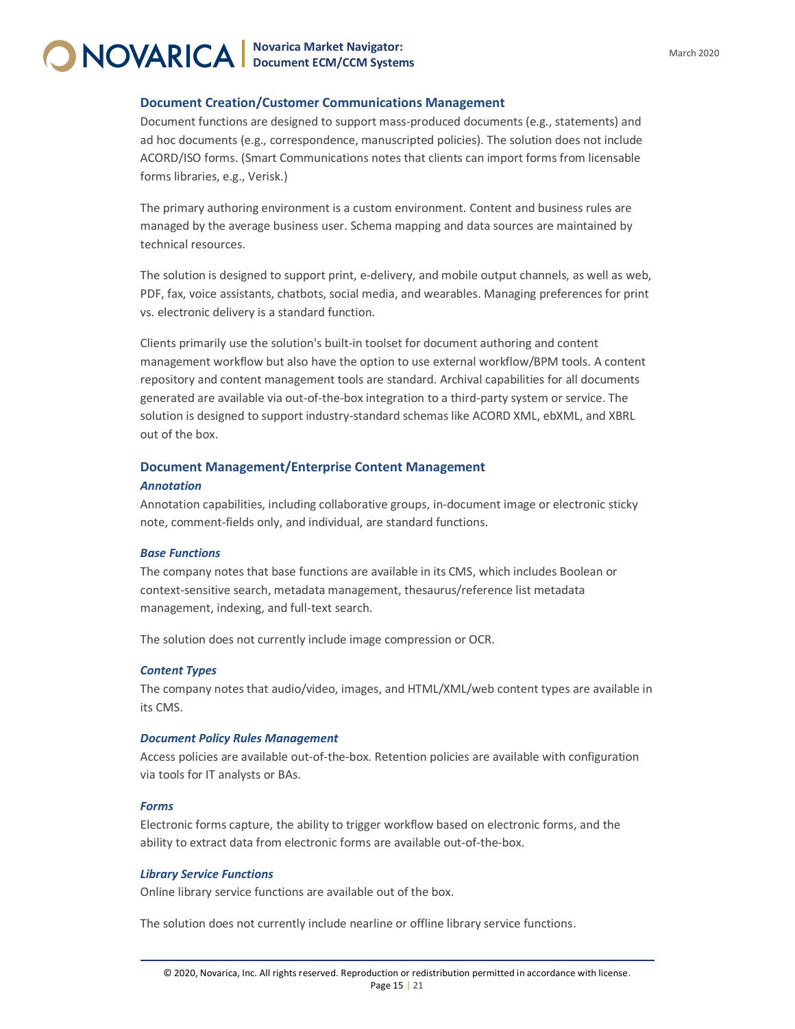## Document Creation/Customer Communications Management

Document functions are designed to support mass-produced documents (e.g., statements) and ad hoc documents (e.g., correspondence, manuscripted policies). The solution does not include ACORD/ISO forms. (Smart Communications notes that clients can import forms from licensable forms libraries, e.g., Verisk.)

The primary authoring environment is a custom environment. Content and business rules are managed by the average business user. Schema mapping and data sources are maintained by technical resources.

The solution is designed to support print, e-delivery, and mobile output channels, as well as web, PDF, fax, voice assistants, chatbots, social media, and wearables. Managing preferences for print vs. electronic delivery is a standard function.

Clients primarily use the solution's built-in toolset for document authoring and content management workflow but also have the option to use external workflow/BPM tools. A content repository and content management tools are standard. Archival capabilities for all documents generated are available via out-of-the-box integration to a third-party system or service. The solution is designed to support industry-standard schemas like ACORD XML, ebXML, and XBRL out of the box.

## Document Management/Enterprise Content Management

### *Annotation*

Annotation capabilities, including collaborative groups, in-document image or electronic sticky note, comment-fields only, and individual, are standard functions.

### *Base Functions*

The company notes that base functions are available in its CMS, which includes Boolean or context-sensitive search, metadata management, thesaurus/reference list metadata management, indexing, and full-text search.

The solution does not currently include image compression or OCR.

### *Content Types*

The company notes that audio/video, images, and HTML/XML/web content types are available in its CMS.

### *Document Policy Rules Management*

Access policies are available out-of-the-box. Retention policies are available with configuration via tools for IT analysts or BAs.

### *Forms*

Electronic forms capture, the ability to trigger workflow based on electronic forms, and the ability to extract data from electronic forms are available out-of-the-box.

### *Library Service Functions*

Online library service functions are available out of the box.

The solution does not currently include nearline or offline library service functions.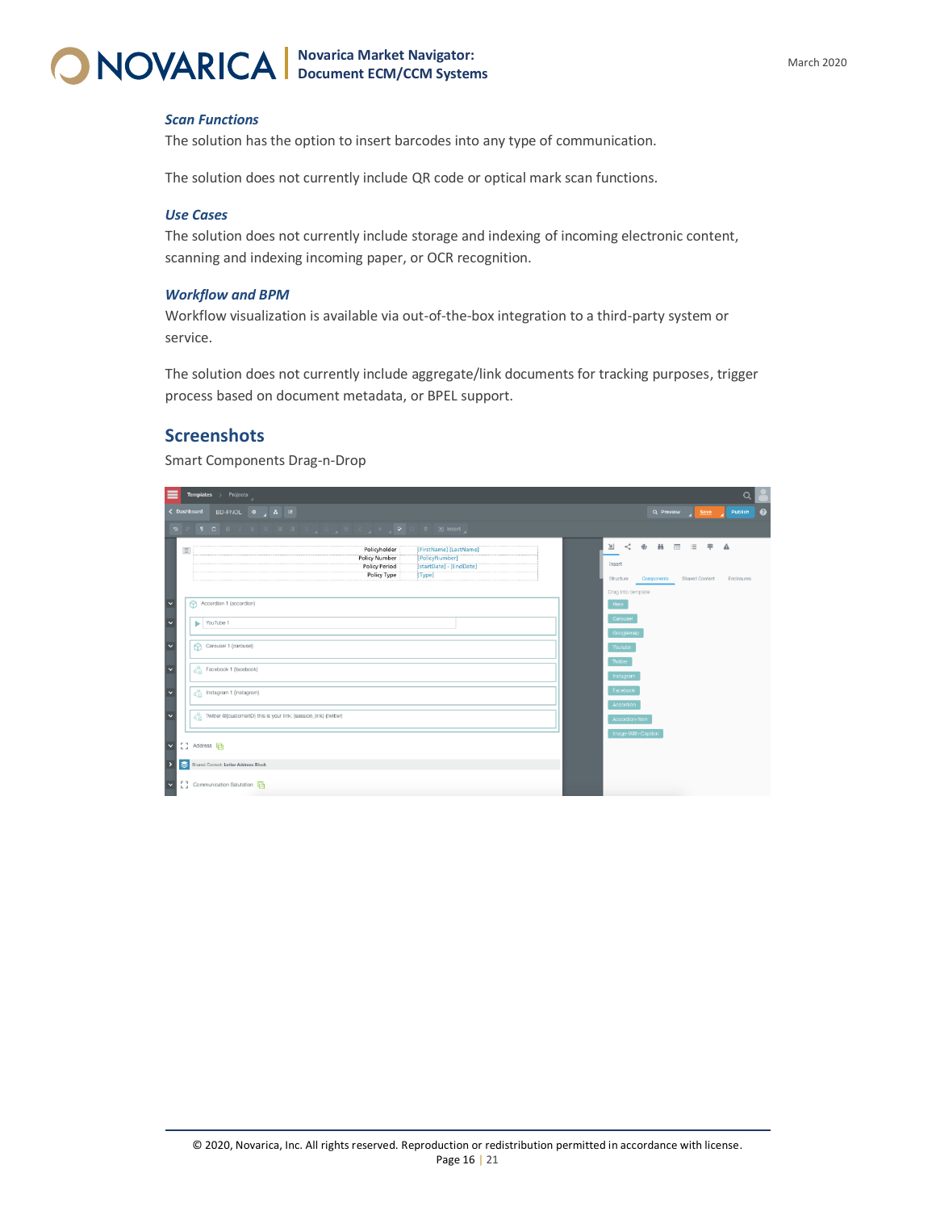### *Scan Functions*

The solution has the option to insert barcodes into any type of communication.

The solution does not currently include QR code or optical mark scan functions.

### *Use Cases*

The solution does not currently include storage and indexing of incoming electronic content, scanning and indexing incoming paper, or OCR recognition.

### *Workflow and BPM*

Workflow visualization is available via out-of-the-box integration to a third-party system or service.

The solution does not currently include aggregate/link documents for tracking purposes, trigger process based on document metadata, or BPEL support.

## Screenshots

Smart Components Drag-n-Drop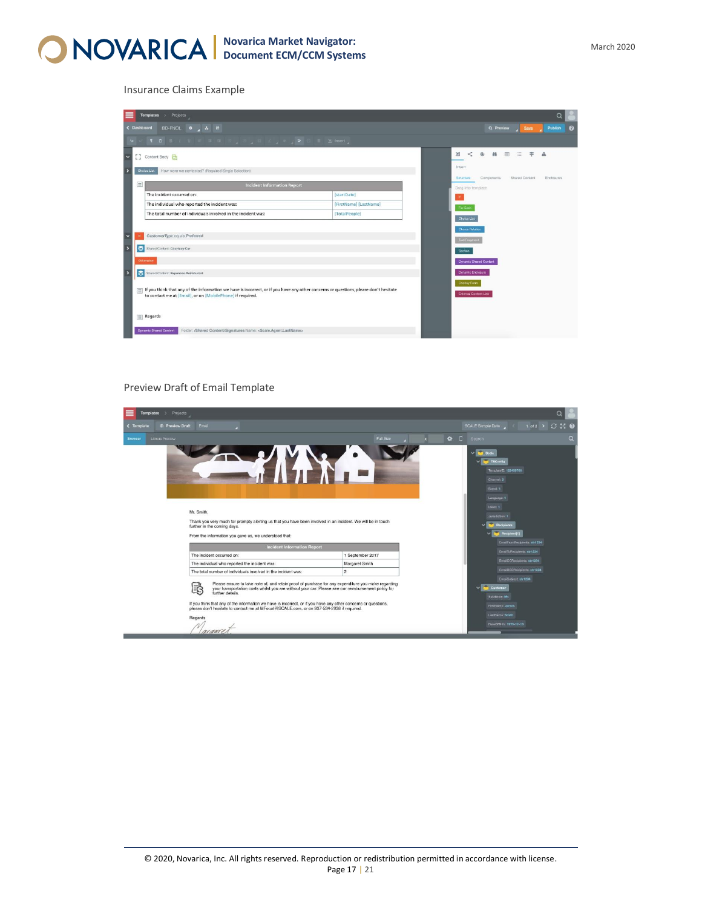Insurance Claims Example

Preview Draft of Email Template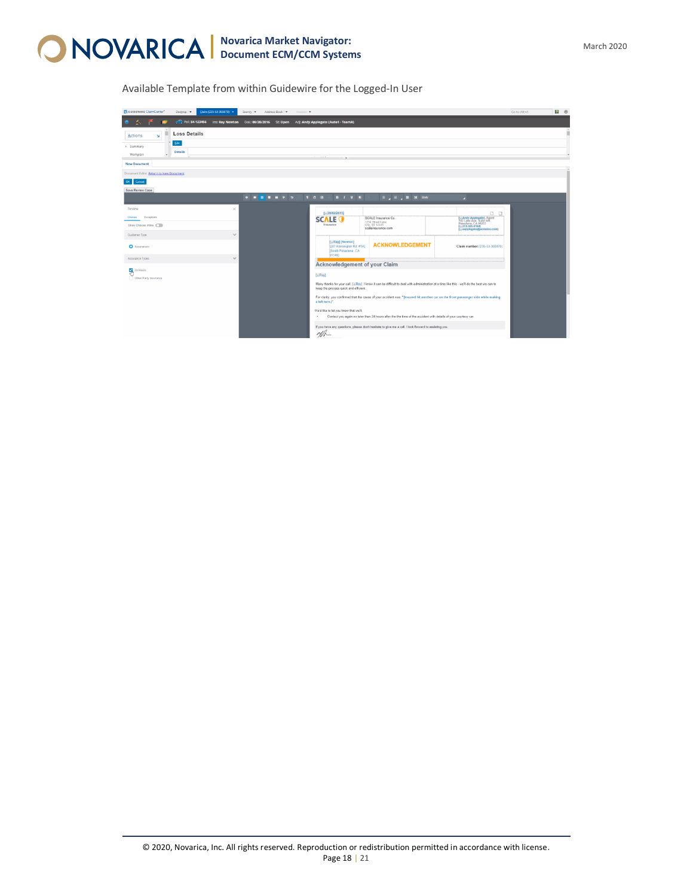Available Template from within Guidewire for the Logged-In User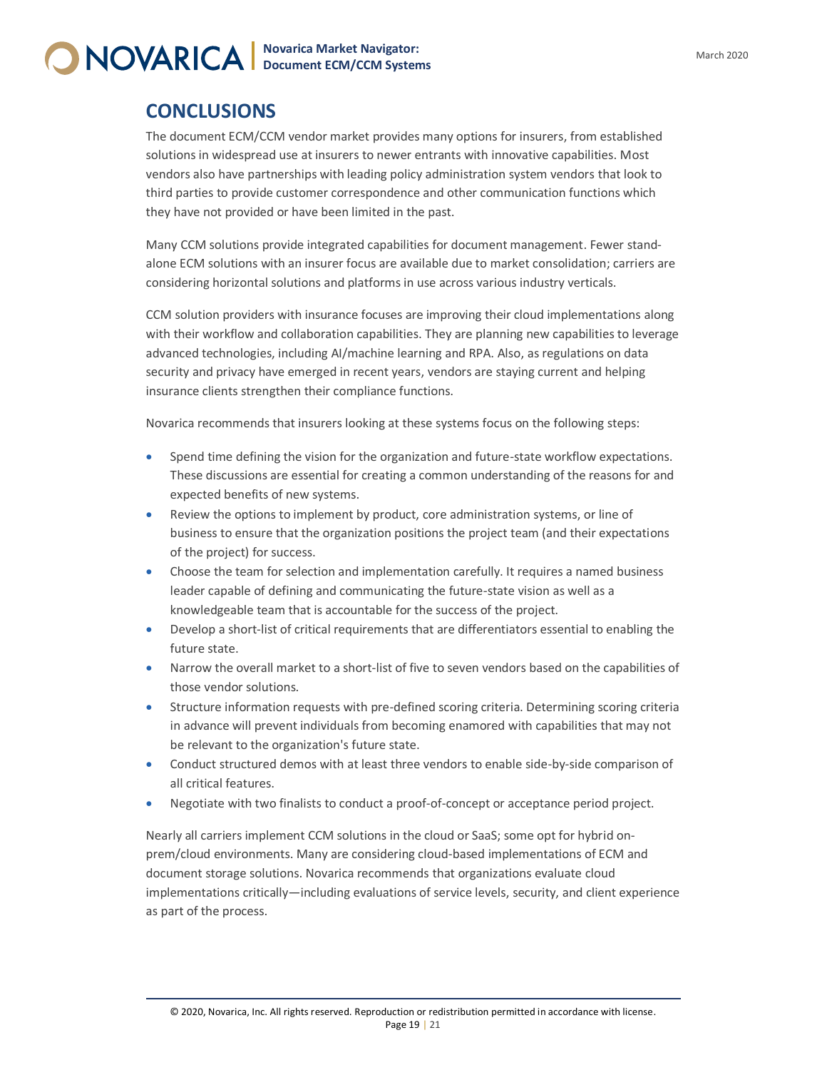## CONCLUSIONS

The document ECM/CCM vendor market provides many options for insurers, from established solutions in widespread use at insurers to newer entrants with innovative capabilities. Most vendors also have partnerships with leading policy administration system vendors that look to third parties to provide customer correspondence and other communication functions which they have not provided or have been limited in the past.

Many CCM solutions provide integrated capabilities for document management. Fewer stand-alone ECM solutions with an insurer focus are available due to market consolidation; carriers are considering horizontal solutions and platforms in use across various industry verticals.

CCM solution providers with insurance focuses are improving their cloud implementations along with their workflow and collaboration capabilities. They are planning new capabilities to leverage advanced technologies, including AI/machine learning and RPA. Also, as regulations on data security and privacy have emerged in recent years, vendors are staying current and helping insurance clients strengthen their compliance functions.

Novarica recommends that insurers looking at these systems focus on the following steps:

- Spend time defining the vision for the organization and future-state workflow expectations. These discussions are essential for creating a common understanding of the reasons for and expected benefits of new systems.
- Review the options to implement by product, core administration systems, or line of business to ensure that the organization positions the project team (and their expectations of the project) for success.
- Choose the team for selection and implementation carefully. It requires a named business leader capable of defining and communicating the future-state vision as well as a knowledgeable team that is accountable for the success of the project.
- Develop a short-list of critical requirements that are differentiators essential to enabling the future state.
- Narrow the overall market to a short-list of five to seven vendors based on the capabilities of those vendor solutions.
- Structure information requests with pre-defined scoring criteria. Determining scoring criteria in advance will prevent individuals from becoming enamored with capabilities that may not be relevant to the organization's future state.
- Conduct structured demos with at least three vendors to enable side-by-side comparison of all critical features.
- Negotiate with two finalists to conduct a proof-of-concept or acceptance period project.

Nearly all carriers implement CCM solutions in the cloud or SaaS; some opt for hybrid on-prem/cloud environments. Many are considering cloud-based implementations of ECM and document storage solutions. Novarica recommends that organizations evaluate cloud implementations critically—including evaluations of service levels, security, and client experience as part of the process.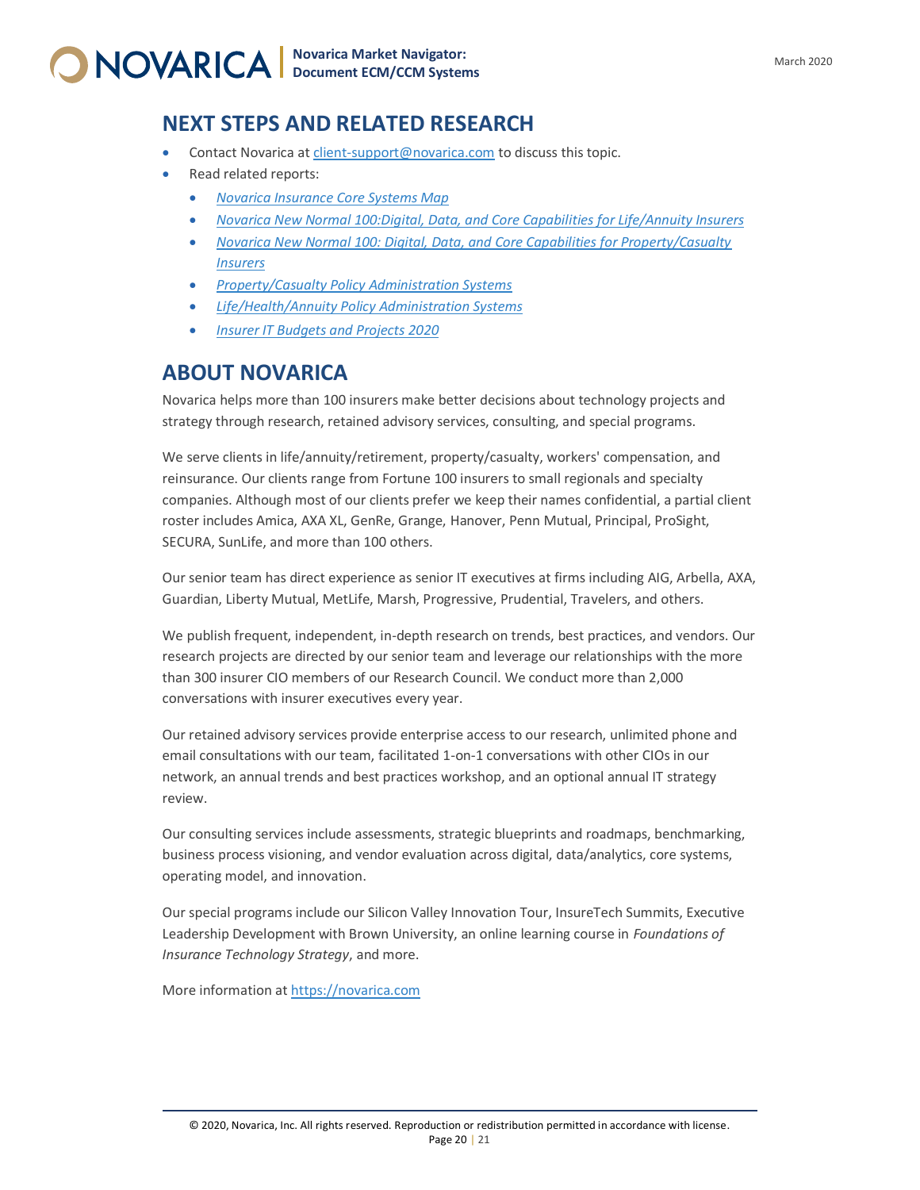## NEXT STEPS AND RELATED RESEARCH

- Contact Novarica at [client-support@novarica.com](mailto:client-support@novarica.com) to discuss this topic.
- Read related reports:
  - *Novarica Insurance Core Systems Map*
  - *Novarica New Normal 100:Digital, Data, and Core Capabilities for Life/Annuity Insurers*
  - *Novarica New Normal 100: Digital, Data, and Core Capabilities for Property/Casualty Insurers*
  - *Property/Casualty Policy Administration Systems*
  - *Life/Health/Annuity Policy Administration Systems*
  - *Insurer IT Budgets and Projects 2020*

## ABOUT NOVARICA

Novarica helps more than 100 insurers make better decisions about technology projects and strategy through research, retained advisory services, consulting, and special programs.

We serve clients in life/annuity/retirement, property/casualty, workers' compensation, and reinsurance. Our clients range from Fortune 100 insurers to small regionals and specialty companies. Although most of our clients prefer we keep their names confidential, a partial client roster includes Amica, AXA XL, GenRe, Grange, Hanover, Penn Mutual, Principal, ProSight, SECURA, SunLife, and more than 100 others.

Our senior team has direct experience as senior IT executives at firms including AIG, Arbella, AXA, Guardian, Liberty Mutual, MetLife, Marsh, Progressive, Prudential, Travelers, and others.

We publish frequent, independent, in-depth research on trends, best practices, and vendors. Our research projects are directed by our senior team and leverage our relationships with the more than 300 insurer CIO members of our Research Council. We conduct more than 2,000 conversations with insurer executives every year.

Our retained advisory services provide enterprise access to our research, unlimited phone and email consultations with our team, facilitated 1-on-1 conversations with other CIOs in our network, an annual trends and best practices workshop, and an optional annual IT strategy review.

Our consulting services include assessments, strategic blueprints and roadmaps, benchmarking, business process visioning, and vendor evaluation across digital, data/analytics, core systems, operating model, and innovation.

Our special programs include our Silicon Valley Innovation Tour, InsureTech Summits, Executive Leadership Development with Brown University, an online learning course in *Foundations of Insurance Technology Strategy*, and more.

More information at [https://novarica.com](https://novarica.com)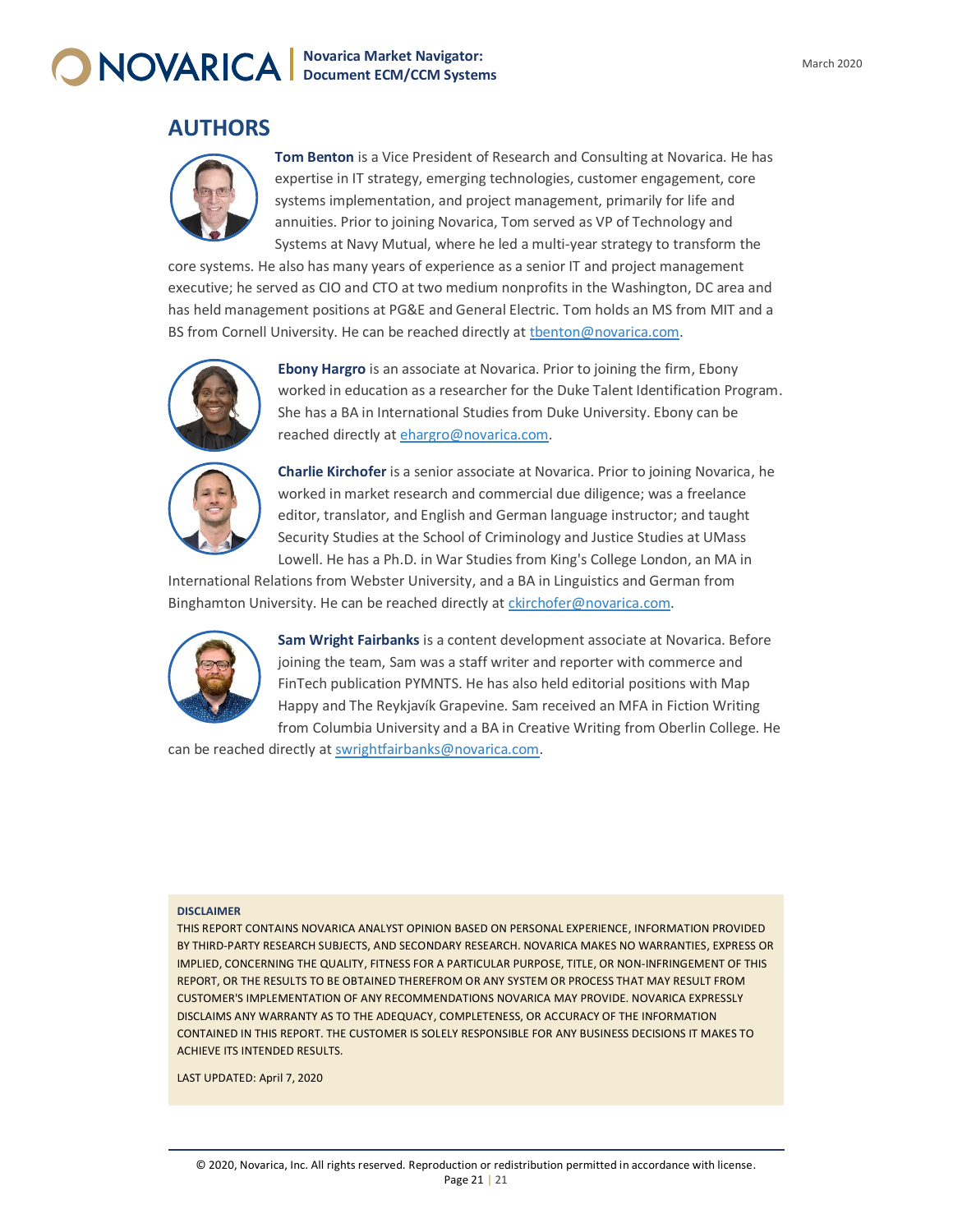## AUTHORS

**Tom Benton** is a Vice President of Research and Consulting at Novarica. He has expertise in IT strategy, emerging technologies, customer engagement, core systems implementation, and project management, primarily for life and annuities. Prior to joining Novarica, Tom served as VP of Technology and Systems at Navy Mutual, where he led a multi-year strategy to transform the core systems. He also has many years of experience as a senior IT and project management executive; he served as CIO and CTO at two medium nonprofits in the Washington, DC area and has held management positions at PG&E and General Electric. Tom holds an MS from MIT and a BS from Cornell University. He can be reached directly at tbenton@novarica.com.

**Ebony Hargro** is an associate at Novarica. Prior to joining the firm, Ebony worked in education as a researcher for the Duke Talent Identification Program. She has a BA in International Studies from Duke University. Ebony can be reached directly at ehargro@novarica.com.

**Charlie Kirchofer** is a senior associate at Novarica. Prior to joining Novarica, he worked in market research and commercial due diligence; was a freelance editor, translator, and English and German language instructor; and taught Security Studies at the School of Criminology and Justice Studies at UMass Lowell. He has a Ph.D. in War Studies from King's College London, an MA in International Relations from Webster University, and a BA in Linguistics and German from Binghamton University. He can be reached directly at ckirchofer@novarica.com.

**Sam Wright Fairbanks** is a content development associate at Novarica. Before joining the team, Sam was a staff writer and reporter with commerce and FinTech publication PYMNTS. He has also held editorial positions with Map Happy and The Reykjavík Grapevine. Sam received an MFA in Fiction Writing from Columbia University and a BA in Creative Writing from Oberlin College. He can be reached directly at swrightfairbanks@novarica.com.

**DISCLAIMER**

THIS REPORT CONTAINS NOVARICA ANALYST OPINION BASED ON PERSONAL EXPERIENCE, INFORMATION PROVIDED BY THIRD-PARTY RESEARCH SUBJECTS, AND SECONDARY RESEARCH. NOVARICA MAKES NO WARRANTIES, EXPRESS OR IMPLIED, CONCERNING THE QUALITY, FITNESS FOR A PARTICULAR PURPOSE, TITLE, OR NON-INFRINGEMENT OF THIS REPORT, OR THE RESULTS TO BE OBTAINED THEREFROM OR ANY SYSTEM OR PROCESS THAT MAY RESULT FROM CUSTOMER'S IMPLEMENTATION OF ANY RECOMMENDATIONS NOVARICA MAY PROVIDE. NOVARICA EXPRESSLY DISCLAIMS ANY WARRANTY AS TO THE ADEQUACY, COMPLETENESS, OR ACCURACY OF THE INFORMATION CONTAINED IN THIS REPORT. THE CUSTOMER IS SOLELY RESPONSIBLE FOR ANY BUSINESS DECISIONS IT MAKES TO ACHIEVE ITS INTENDED RESULTS.

LAST UPDATED: April 7, 2020